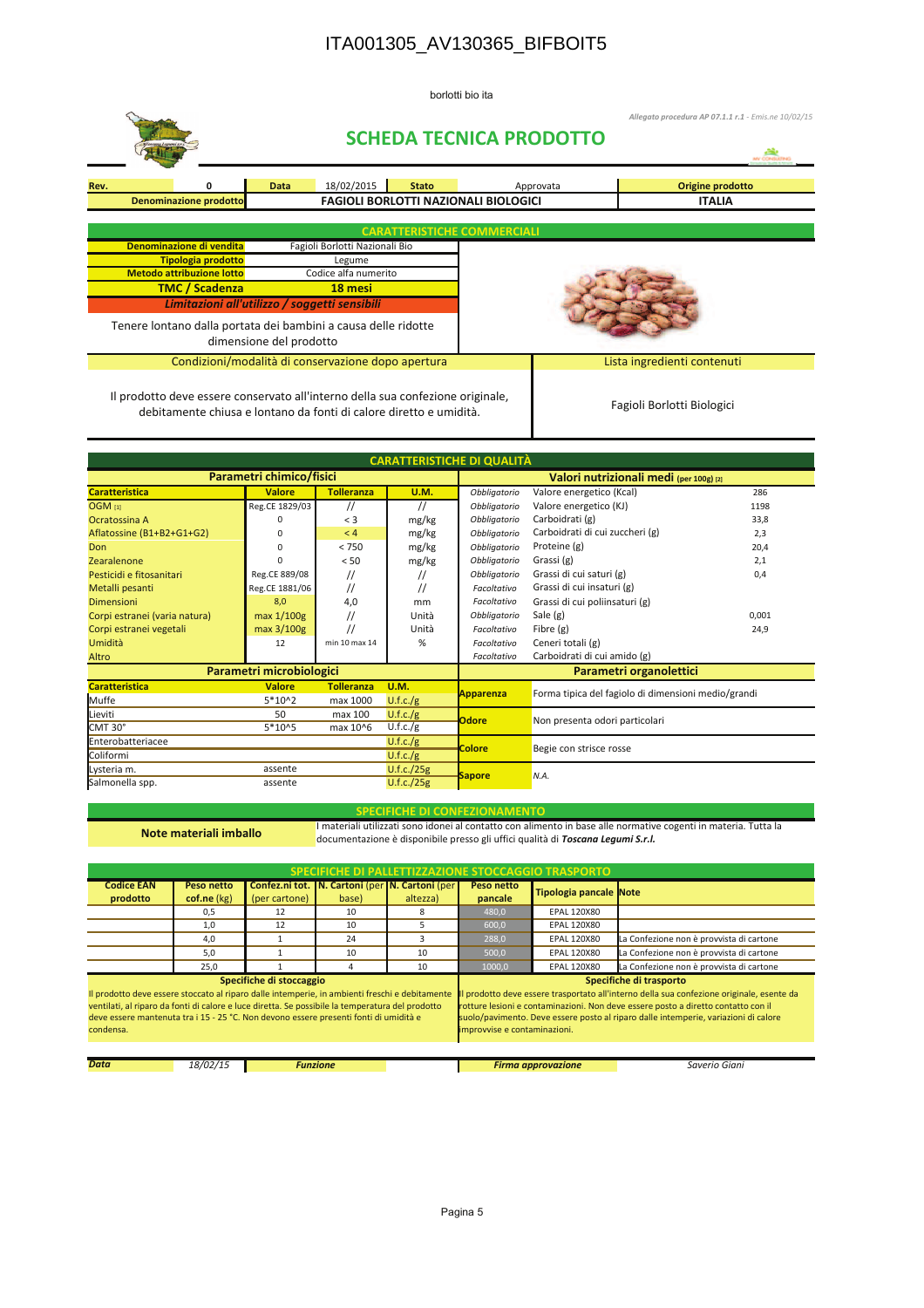# ITA001305_AV130365_BIFBOIT5

borlotti bio ita

*Allegato procedura AP 07.1.1 r.1 - Emis.ne 10/02/15*

## SCHEDA TECNICA PRODOTTO

| Rev. | 0 | Data | 18/02/2015 | Stato | Approvata | Origine prodotto |
|---|---|---|---|---|---|---|
| Denominazione prodotto | | FAGIOLI BORLOTTI NAZIONALI BIOLOGICI | | | | ITALIA |

### CARATTERISTICHE COMMERCIALI

| | |
|---|---|
| Denominazione di vendita | Fagioli Borlotti Nazionali Bio |
| Tipologia prodotto | Legume |
| Metodo attribuzione lotto | Codice alfa numerito |
| **TMC / Scadenza** | **18 mesi** |

***Limitazioni all'utilizzo / soggetti sensibili***

Tenere lontano dalla portata dei bambini a causa delle ridotte dimensione del prodotto

| Condizioni/modalità di conservazione dopo apertura | Lista ingredienti contenuti |
|---|---|
| Il prodotto deve essere conservato all'interno della sua confezione originale, debitamente chiusa e lontano da fonti di calore diretto e umidità. | Fagioli Borlotti Biologici |

### CARATTERISTICHE DI QUALITÀ

**Parametri chimico/fisici**

| Caratteristica | Valore | Tolleranza | U.M. |
|---|---|---|---|
| OGM [1] | Reg.CE 1829/03 | // | // |
| Ocratossina A | 0 | < 3 | mg/kg |
| Aflatossine (B1+B2+G1+G2) | 0 | < 4 | mg/kg |
| Don | 0 | < 750 | mg/kg |
| Zearalenone | 0 | < 50 | mg/kg |
| Pesticidi e fitosanitari | Reg.CE 889/08 | // | // |
| Metalli pesanti | Reg.CE 1881/06 | // | // |
| Dimensioni | 8,0 | 4,0 | mm |
| Corpi estranei (varia natura) | max 1/100g | // | Unità |
| Corpi estranei vegetali | max 3/100g | // | Unità |
| Umidità | 12 | min 10 max 14 | % |
| Altro | | | |

**Valori nutrizionali medi (per 100g) [2]**

| | | |
|---|---|---|
| *Obbligatorio* | Valore energetico (Kcal) | 286 |
| *Obbligatorio* | Valore energetico (KJ) | 1198 |
| *Obbligatorio* | Carboidrati (g) | 33,8 |
| *Obbligatorio* | Carboidrati di cui zuccheri (g) | 2,3 |
| *Obbligatorio* | Proteine (g) | 20,4 |
| *Obbligatorio* | Grassi (g) | 2,1 |
| *Obbligatorio* | Grassi di cui saturi (g) | 0,4 |
| *Facoltativo* | Grassi di cui insaturi (g) | |
| *Facoltativo* | Grassi di cui poliinsaturi (g) | |
| *Obbligatorio* | Sale (g) | 0,001 |
| *Facoltativo* | Fibre (g) | 24,9 |
| *Facoltativo* | Ceneri totali (g) | |
| *Facoltativo* | Carboidrati di cui amido (g) | |

**Parametri microbiologici**

| Caratteristica | Valore | Tolleranza | U.M. |
|---|---|---|---|
| Muffe | 5*10^2 | max 1000 | U.f.c./g |
| Lieviti | 50 | max 100 | U.f.c./g |
| CMT 30° | 5*10^5 | max 10^6 | U.f.c./g |
| Enterobatteriacee | | | U.f.c./g |
| Coliformi | | | U.f.c./g |
| Lysteria m. | assente | | U.f.c./25g |
| Salmonella spp. | assente | | U.f.c./25g |

**Parametri organolettici**

| | |
|---|---|
| Apparenza | Forma tipica del fagiolo di dimensioni medio/grandi |
| Odore | Non presenta odori particolari |
| Colore | Begie con strisce rosse |
| Sapore | *N.A.* |

### SPECIFICHE DI CONFEZIONAMENTO

**Note materiali imballo:** I materiali utilizzati sono idonei al contatto con alimento in base alle normative cogenti in materia. Tutta la documentazione è disponibile presso gli uffici qualità di ***Toscana Legumi S.r.l.***

### SPECIFICHE DI PALLETTIZZAZIONE STOCCAGGIO TRASPORTO

| Codice EAN prodotto | Peso netto cof.ne (kg) | Confez.ni tot. (per cartone) | N. Cartoni (per base) | N. Cartoni (per altezza) | Peso netto pancale | Tipologia pancale | Note |
|---|---|---|---|---|---|---|---|
| | 0,5 | 12 | 10 | 8 | 480,0 | EPAL 120X80 | |
| | 1,0 | 12 | 10 | 5 | 600,0 | EPAL 120X80 | |
| | 4,0 | 1 | 24 | 3 | 288,0 | EPAL 120X80 | La Confezione non è provvista di cartone |
| | 5,0 | 1 | 10 | 10 | 500,0 | EPAL 120X80 | La Confezione non è provvista di cartone |
| | 25,0 | 1 | 4 | 10 | 1000,0 | EPAL 120X80 | La Confezione non è provvista di cartone |

**Specifiche di stoccaggio**

Il prodotto deve essere stoccato al riparo dalle intemperie, in ambienti freschi e debitamente ventilati, al riparo da fonti di calore e luce diretta. Se possibile la temperatura del prodotto deve essere mantenuta tra i 15 - 25 °C. Non devono essere presenti fonti di umidità e condensa.

**Specifiche di trasporto**

Il prodotto deve essere trasportato all'interno della sua confezione originale, esente da rotture lesioni e contaminazioni. Non deve essere posto a diretto contatto con il suolo/pavimento. Deve essere posto al riparo dalle intemperie, variazioni di calore improvvise e contaminazioni.

| ***Data*** | *18/02/15* | ***Funzione*** | | ***Firma approvazione*** | *Saverio Giani* |
|---|---|---|---|---|---|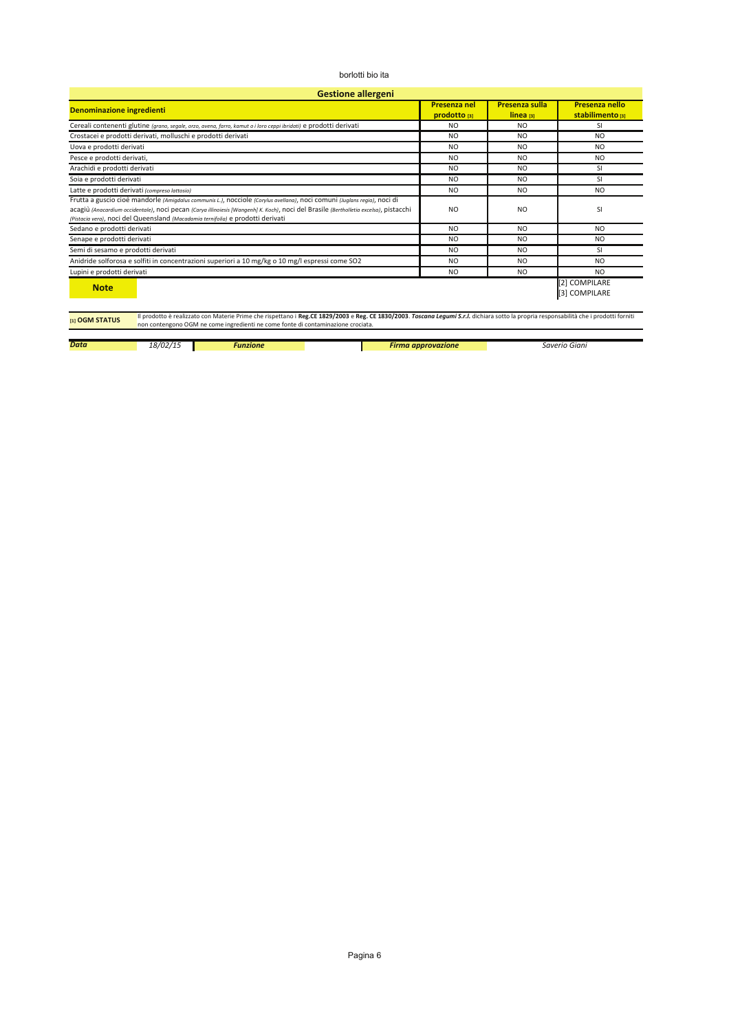borlotti bio ita

## Gestione allergeni

| Denominazione ingredienti | Presenza nel prodotto [3] | Presenza sulla linea [3] | Presenza nello stabilimento [3] |
|---|---|---|---|
| Cereali contenenti glutine *(grano, segale, orzo, avena, farro, kamut o i loro ceppi ibridati)* e prodotti derivati | NO | NO | SI |
| Crostacei e prodotti derivati, molluschi e prodotti derivati | NO | NO | NO |
| Uova e prodotti derivati | NO | NO | NO |
| Pesce e prodotti derivati, | NO | NO | NO |
| Arachidi e prodotti derivati | NO | NO | SI |
| Soia e prodotti derivati | NO | NO | SI |
| Latte e prodotti derivati *(compreso lattosio)* | NO | NO | NO |
| Frutta a guscio cioè mandorle *(Amigdalus communis L.)*, nocciole *(Corylus avellana)*, noci comuni *(Juglans regia)*, noci di acagiù *(Anacardium occidentale)*, noci pecan *(Carya illinoiesis [Wangenh] K. Koch)*, noci del Brasile *(Bertholletia excelsa)*, pistacchi *(Pistacia vera)*, noci del Queensland *(Macadamia ternifolia)* e prodotti derivati | NO | NO | SI |
| Sedano e prodotti derivati | NO | NO | NO |
| Senape e prodotti derivati | NO | NO | NO |
| Semi di sesamo e prodotti derivati | NO | NO | SI |
| Anidride solforosa e solfiti in concentrazioni superiori a 10 mg/kg o 10 mg/l espressi come SO2 | NO | NO | NO |
| Lupini e prodotti derivati | NO | NO | NO |

**Note**

[2] COMPILARE
[3] COMPILARE

**[1] OGM STATUS**

Il prodotto è realizzato con Materie Prime che rispettano i **Reg.CE 1829/2003** e **Reg. CE 1830/2003**. ***Toscana Legumi S.r.l.*** dichiara sotto la propria responsabilità che i prodotti forniti non contengono OGM ne come ingredienti ne come fonte di contaminazione crociata.

| | | | | | |
|---|---|---|---|---|---|
| ***Data*** | *18/02/15* | ***Funzione*** | | ***Firma approvazione*** | *Saverio Giani* |